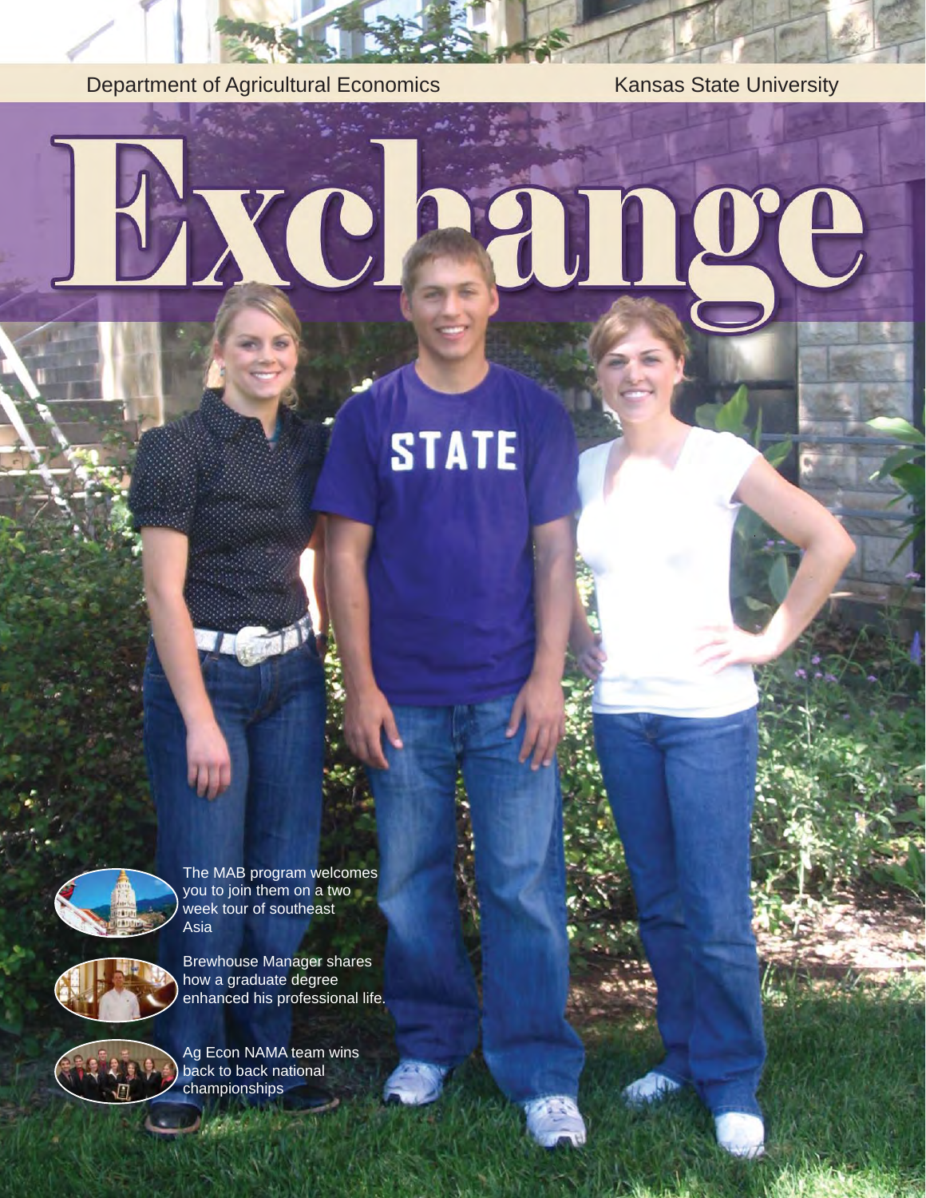Department of Agricultural Economics

Kansas State University

# Exchange

The MAB program welcomes you to join them on a two week tour of southeast Asia

Brewhouse Manager shares how a graduate degree enhanced his professional life.

Ag Econ NAMA team wins back to back national championships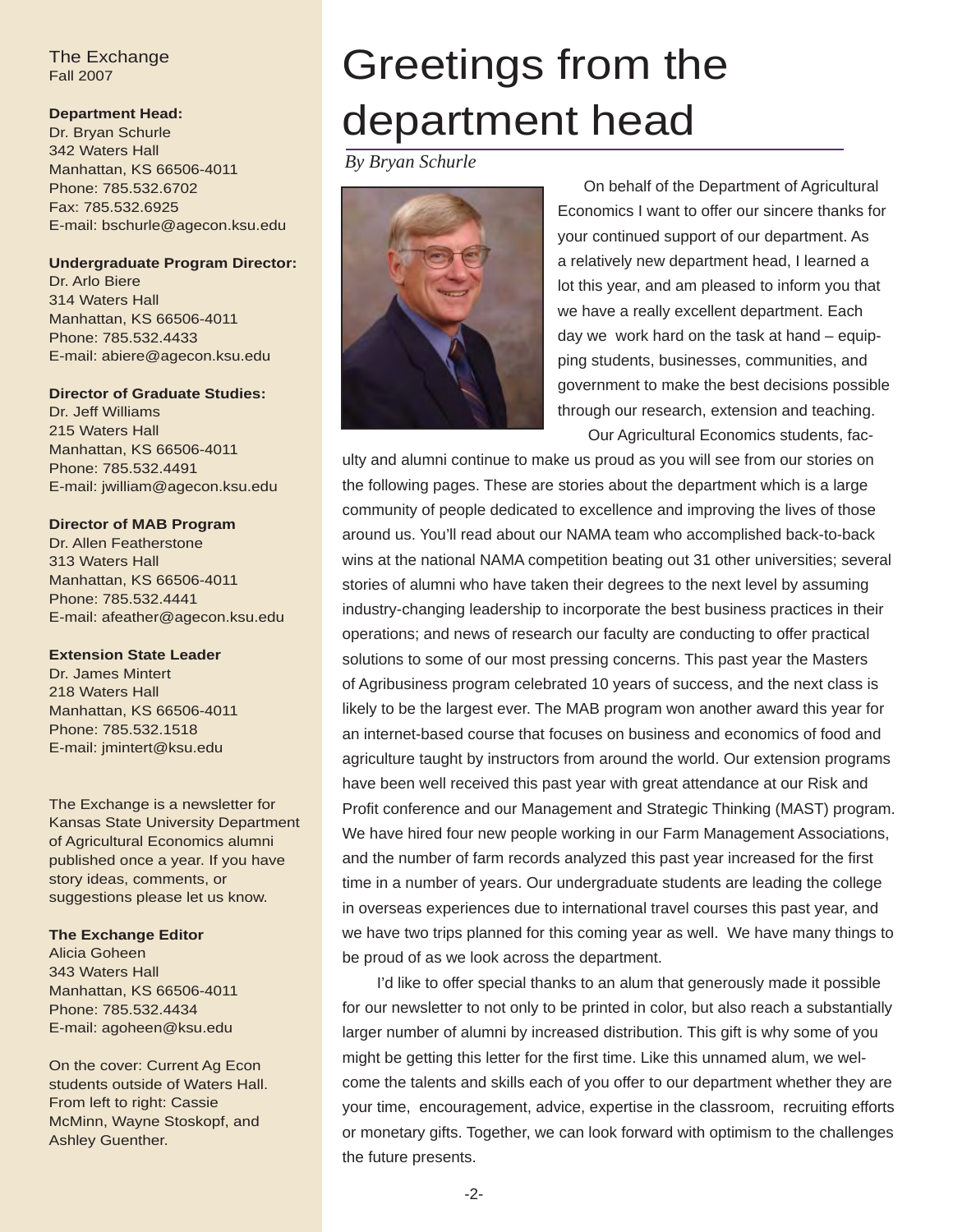The Exchange
Fall 2007

**Department Head:**
Dr. Bryan Schurle
342 Waters Hall
Manhattan, KS 66506-4011
Phone: 785.532.6702
Fax: 785.532.6925
E-mail: bschurle@agecon.ksu.edu

**Undergraduate Program Director:**
Dr. Arlo Biere
314 Waters Hall
Manhattan, KS 66506-4011
Phone: 785.532.4433
E-mail: abiere@agecon.ksu.edu

**Director of Graduate Studies:**
Dr. Jeff Williams
215 Waters Hall
Manhattan, KS 66506-4011
Phone: 785.532.4491
E-mail: jwilliam@agecon.ksu.edu

**Director of MAB Program**
Dr. Allen Featherstone
313 Waters Hall
Manhattan, KS 66506-4011
Phone: 785.532.4441
E-mail: afeather@agecon.ksu.edu

**Extension State Leader**
Dr. James Mintert
218 Waters Hall
Manhattan, KS 66506-4011
Phone: 785.532.1518
E-mail: jmintert@ksu.edu

The Exchange is a newsletter for Kansas State University Department of Agricultural Economics alumni published once a year. If you have story ideas, comments, or suggestions please let us know.

**The Exchange Editor**
Alicia Goheen
343 Waters Hall
Manhattan, KS 66506-4011
Phone: 785.532.4434
E-mail: agoheen@ksu.edu

On the cover: Current Ag Econ students outside of Waters Hall. From left to right: Cassie McMinn, Wayne Stoskopf, and Ashley Guenther.

# Greetings from the department head

*By Bryan Schurle*

On behalf of the Department of Agricultural Economics I want to offer our sincere thanks for your continued support of our department. As a relatively new department head, I learned a lot this year, and am pleased to inform you that we have a really excellent department. Each day we work hard on the task at hand – equipping students, businesses, communities, and government to make the best decisions possible through our research, extension and teaching.

Our Agricultural Economics students, faculty and alumni continue to make us proud as you will see from our stories on the following pages. These are stories about the department which is a large community of people dedicated to excellence and improving the lives of those around us. You'll read about our NAMA team who accomplished back-to-back wins at the national NAMA competition beating out 31 other universities; several stories of alumni who have taken their degrees to the next level by assuming industry-changing leadership to incorporate the best business practices in their operations; and news of research our faculty are conducting to offer practical solutions to some of our most pressing concerns. This past year the Masters of Agribusiness program celebrated 10 years of success, and the next class is likely to be the largest ever. The MAB program won another award this year for an internet-based course that focuses on business and economics of food and agriculture taught by instructors from around the world. Our extension programs have been well received this past year with great attendance at our Risk and Profit conference and our Management and Strategic Thinking (MAST) program. We have hired four new people working in our Farm Management Associations, and the number of farm records analyzed this past year increased for the first time in a number of years. Our undergraduate students are leading the college in overseas experiences due to international travel courses this past year, and we have two trips planned for this coming year as well. We have many things to be proud of as we look across the department.

I'd like to offer special thanks to an alum that generously made it possible for our newsletter to not only to be printed in color, but also reach a substantially larger number of alumni by increased distribution. This gift is why some of you might be getting this letter for the first time. Like this unnamed alum, we welcome the talents and skills each of you offer to our department whether they are your time, encouragement, advice, expertise in the classroom, recruiting efforts or monetary gifts. Together, we can look forward with optimism to the challenges the future presents.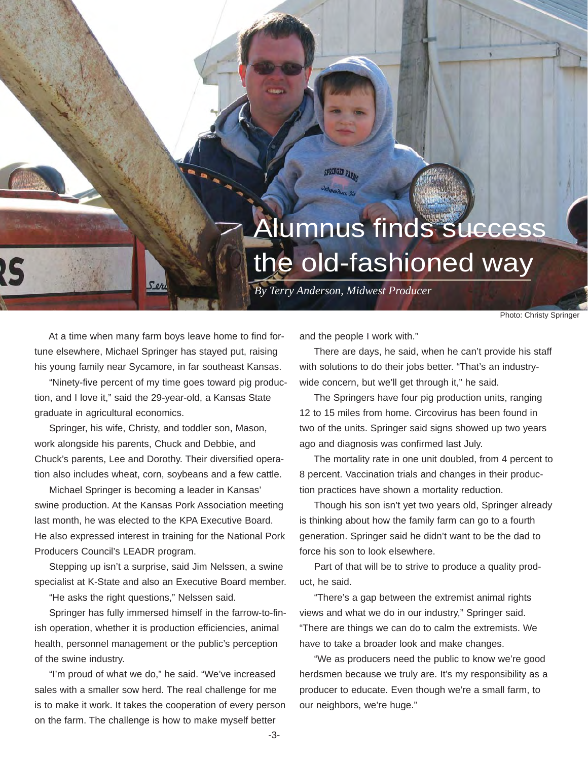# Alumnus finds success the old-fashioned way

*By Terry Anderson, Midwest Producer*

Photo: Christy Springer

At a time when many farm boys leave home to find fortune elsewhere, Michael Springer has stayed put, raising his young family near Sycamore, in far southeast Kansas.

"Ninety-five percent of my time goes toward pig production, and I love it," said the 29-year-old, a Kansas State graduate in agricultural economics.

Springer, his wife, Christy, and toddler son, Mason, work alongside his parents, Chuck and Debbie, and Chuck's parents, Lee and Dorothy. Their diversified operation also includes wheat, corn, soybeans and a few cattle.

Michael Springer is becoming a leader in Kansas' swine production. At the Kansas Pork Association meeting last month, he was elected to the KPA Executive Board. He also expressed interest in training for the National Pork Producers Council's LEADR program.

Stepping up isn't a surprise, said Jim Nelssen, a swine specialist at K-State and also an Executive Board member.

"He asks the right questions," Nelssen said.

Springer has fully immersed himself in the farrow-to-finish operation, whether it is production efficiencies, animal health, personnel management or the public's perception of the swine industry.

"I'm proud of what we do," he said. "We've increased sales with a smaller sow herd. The real challenge for me is to make it work. It takes the cooperation of every person on the farm. The challenge is how to make myself better and the people I work with."

There are days, he said, when he can't provide his staff with solutions to do their jobs better. "That's an industry-wide concern, but we'll get through it," he said.

The Springers have four pig production units, ranging 12 to 15 miles from home. Circovirus has been found in two of the units. Springer said signs showed up two years ago and diagnosis was confirmed last July.

The mortality rate in one unit doubled, from 4 percent to 8 percent. Vaccination trials and changes in their production practices have shown a mortality reduction.

Though his son isn't yet two years old, Springer already is thinking about how the family farm can go to a fourth generation. Springer said he didn't want to be the dad to force his son to look elsewhere.

Part of that will be to strive to produce a quality product, he said.

"There's a gap between the extremist animal rights views and what we do in our industry," Springer said. "There are things we can do to calm the extremists. We have to take a broader look and make changes.

"We as producers need the public to know we're good herdsmen because we truly are. It's my responsibility as a producer to educate. Even though we're a small farm, to our neighbors, we're huge."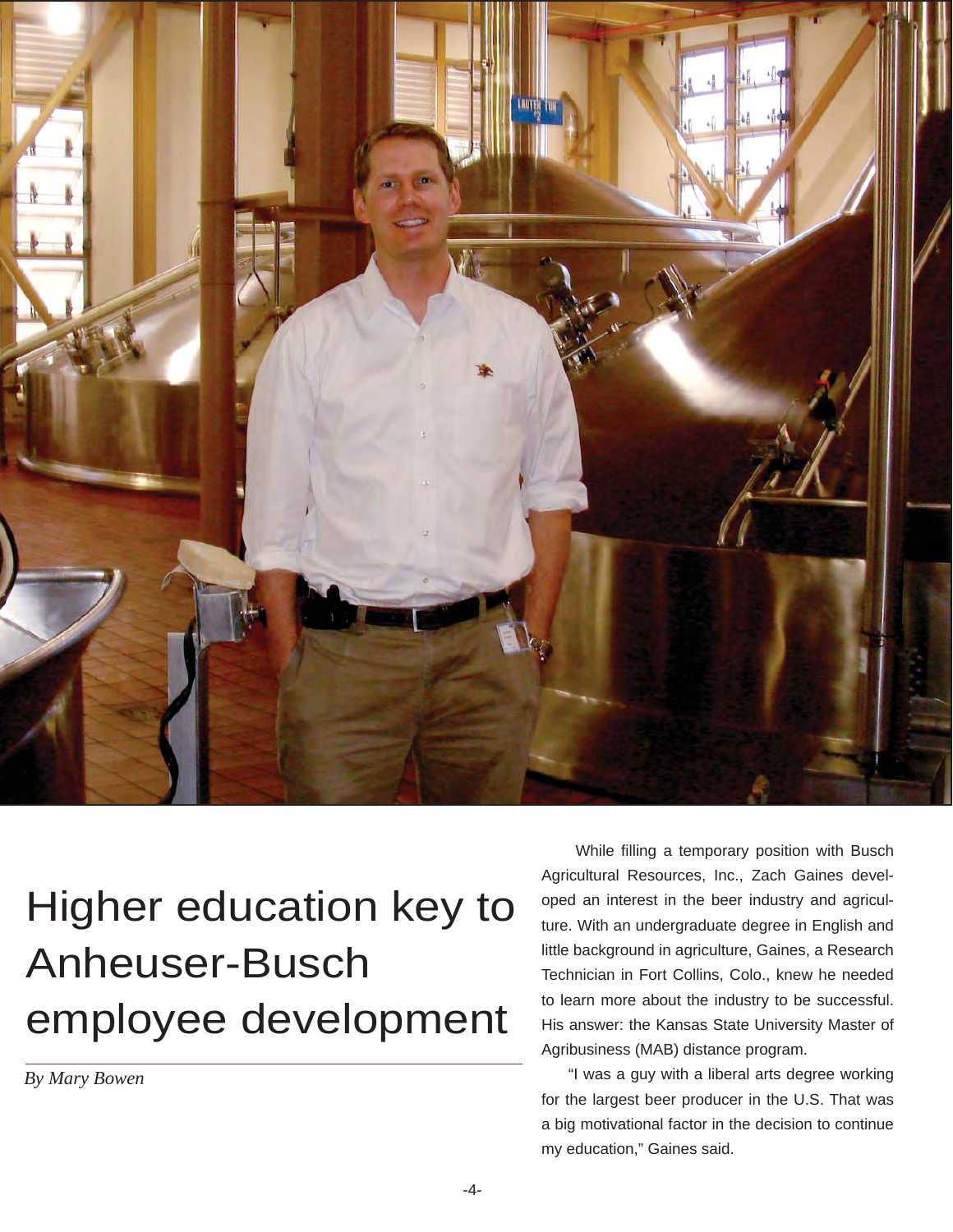# Higher education key to Anheuser-Busch employee development

*By Mary Bowen*

While filling a temporary position with Busch Agricultural Resources, Inc., Zach Gaines developed an interest in the beer industry and agriculture. With an undergraduate degree in English and little background in agriculture, Gaines, a Research Technician in Fort Collins, Colo., knew he needed to learn more about the industry to be successful. His answer: the Kansas State University Master of Agribusiness (MAB) distance program.

"I was a guy with a liberal arts degree working for the largest beer producer in the U.S. That was a big motivational factor in the decision to continue my education," Gaines said.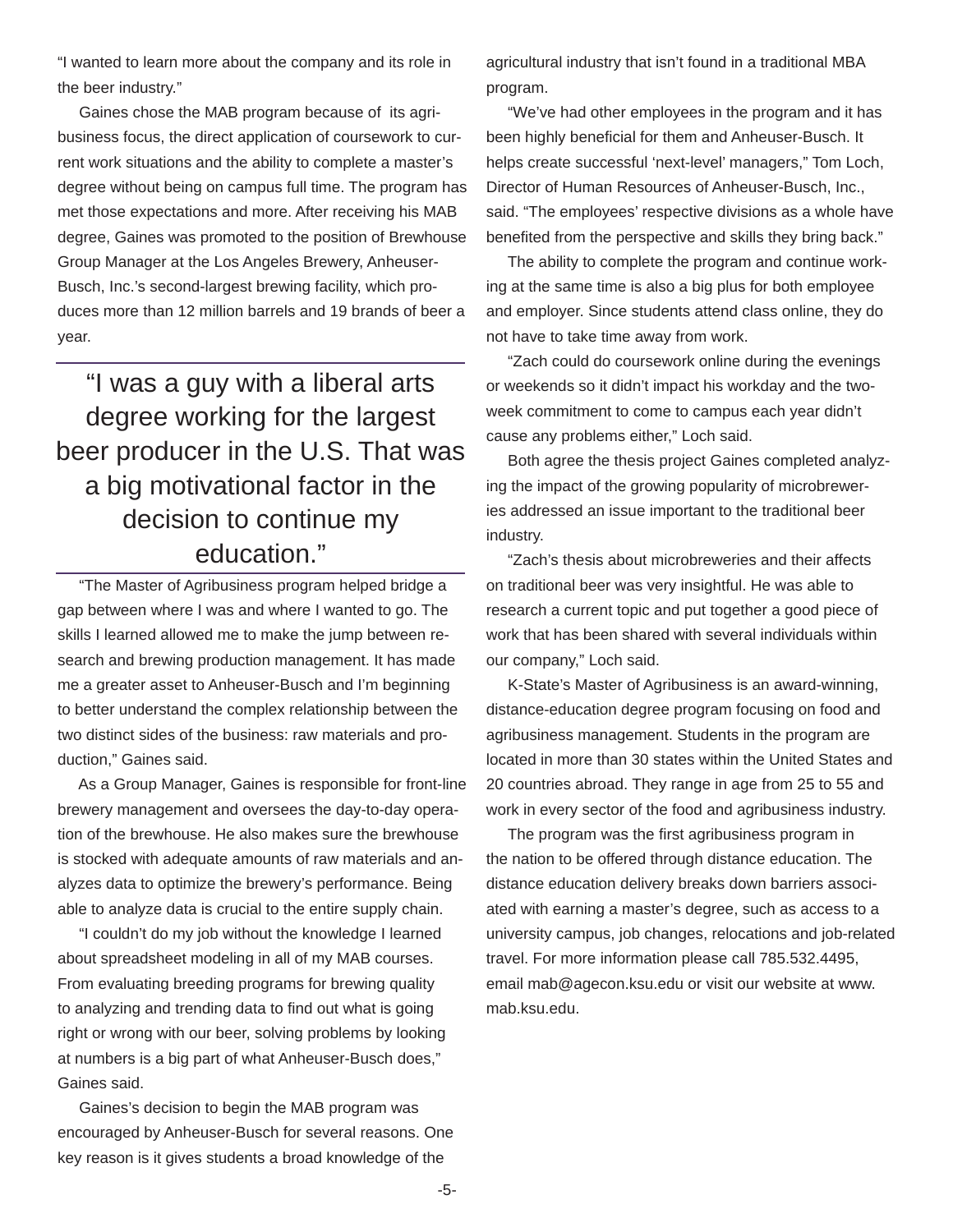“I wanted to learn more about the company and its role in the beer industry.”

Gaines chose the MAB program because of its agribusiness focus, the direct application of coursework to current work situations and the ability to complete a master’s degree without being on campus full time. The program has met those expectations and more. After receiving his MAB degree, Gaines was promoted to the position of Brewhouse Group Manager at the Los Angeles Brewery, Anheuser-Busch, Inc.’s second-largest brewing facility, which produces more than 12 million barrels and 19 brands of beer a year.

> “I was a guy with a liberal arts degree working for the largest beer producer in the U.S. That was a big motivational factor in the decision to continue my education.”

“The Master of Agribusiness program helped bridge a gap between where I was and where I wanted to go. The skills I learned allowed me to make the jump between research and brewing production management. It has made me a greater asset to Anheuser-Busch and I’m beginning to better understand the complex relationship between the two distinct sides of the business: raw materials and production,” Gaines said.

As a Group Manager, Gaines is responsible for front-line brewery management and oversees the day-to-day operation of the brewhouse. He also makes sure the brewhouse is stocked with adequate amounts of raw materials and analyzes data to optimize the brewery’s performance. Being able to analyze data is crucial to the entire supply chain.

“I couldn’t do my job without the knowledge I learned about spreadsheet modeling in all of my MAB courses. From evaluating breeding programs for brewing quality to analyzing and trending data to find out what is going right or wrong with our beer, solving problems by looking at numbers is a big part of what Anheuser-Busch does,” Gaines said.

Gaines’s decision to begin the MAB program was encouraged by Anheuser-Busch for several reasons. One key reason is it gives students a broad knowledge of the agricultural industry that isn’t found in a traditional MBA program.

“We’ve had other employees in the program and it has been highly beneficial for them and Anheuser-Busch. It helps create successful ‘next-level’ managers,” Tom Loch, Director of Human Resources of Anheuser-Busch, Inc., said. “The employees’ respective divisions as a whole have benefited from the perspective and skills they bring back.”

The ability to complete the program and continue working at the same time is also a big plus for both employee and employer. Since students attend class online, they do not have to take time away from work.

“Zach could do coursework online during the evenings or weekends so it didn’t impact his workday and the two-week commitment to come to campus each year didn’t cause any problems either,” Loch said.

Both agree the thesis project Gaines completed analyzing the impact of the growing popularity of microbreweries addressed an issue important to the traditional beer industry.

“Zach’s thesis about microbreweries and their affects on traditional beer was very insightful. He was able to research a current topic and put together a good piece of work that has been shared with several individuals within our company,” Loch said.

K-State’s Master of Agribusiness is an award-winning, distance-education degree program focusing on food and agribusiness management. Students in the program are located in more than 30 states within the United States and 20 countries abroad. They range in age from 25 to 55 and work in every sector of the food and agribusiness industry.

The program was the first agribusiness program in the nation to be offered through distance education. The distance education delivery breaks down barriers associated with earning a master’s degree, such as access to a university campus, job changes, relocations and job-related travel. For more information please call 785.532.4495, email mab@agecon.ksu.edu or visit our website at www.mab.ksu.edu.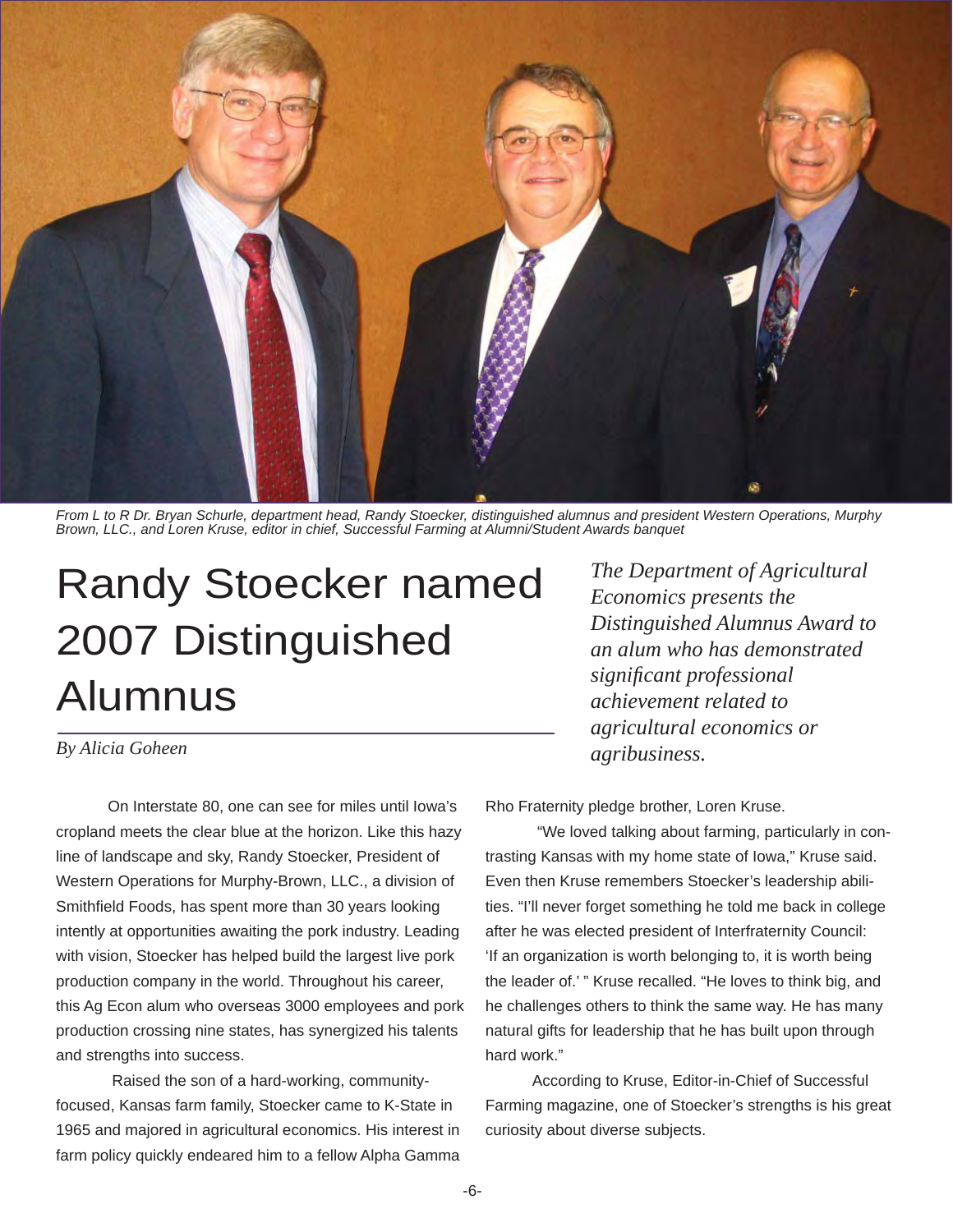From L to R Dr. Bryan Schurle, department head, Randy Stoecker, distinguished alumnus and president Western Operations, Murphy Brown, LLC., and Loren Kruse, editor in chief, Successful Farming at Alumni/Student Awards banquet

# Randy Stoecker named 2007 Distinguished Alumnus

*The Department of Agricultural Economics presents the Distinguished Alumnus Award to an alum who has demonstrated significant professional achievement related to agricultural economics or agribusiness.*

*By Alicia Goheen*

On Interstate 80, one can see for miles until Iowa's cropland meets the clear blue at the horizon. Like this hazy line of landscape and sky, Randy Stoecker, President of Western Operations for Murphy-Brown, LLC., a division of Smithfield Foods, has spent more than 30 years looking intently at opportunities awaiting the pork industry. Leading with vision, Stoecker has helped build the largest live pork production company in the world. Throughout his career, this Ag Econ alum who overseas 3000 employees and pork production crossing nine states, has synergized his talents and strengths into success.

Raised the son of a hard-working, community-focused, Kansas farm family, Stoecker came to K-State in 1965 and majored in agricultural economics. His interest in farm policy quickly endeared him to a fellow Alpha Gamma Rho Fraternity pledge brother, Loren Kruse.

"We loved talking about farming, particularly in contrasting Kansas with my home state of Iowa," Kruse said. Even then Kruse remembers Stoecker's leadership abilities. "I'll never forget something he told me back in college after he was elected president of Interfraternity Council: 'If an organization is worth belonging to, it is worth being the leader of.' " Kruse recalled. "He loves to think big, and he challenges others to think the same way. He has many natural gifts for leadership that he has built upon through hard work."

According to Kruse, Editor-in-Chief of Successful Farming magazine, one of Stoecker's strengths is his great curiosity about diverse subjects.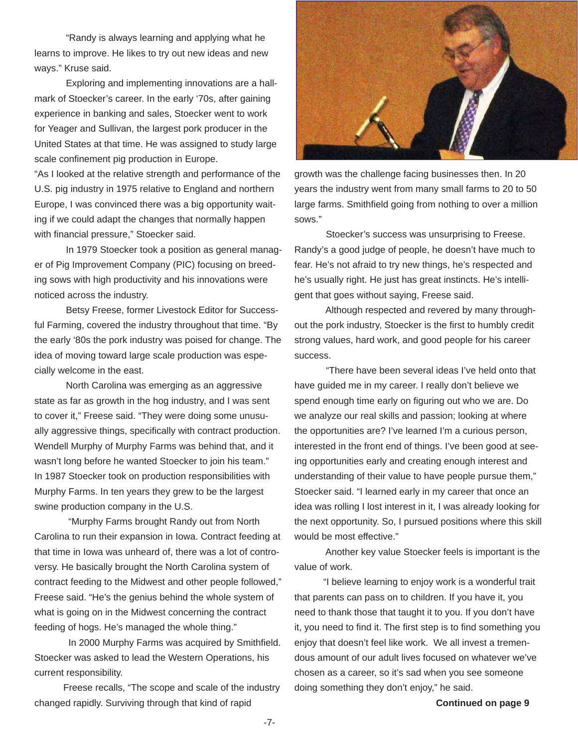"Randy is always learning and applying what he learns to improve. He likes to try out new ideas and new ways." Kruse said.

Exploring and implementing innovations are a hallmark of Stoecker's career. In the early '70s, after gaining experience in banking and sales, Stoecker went to work for Yeager and Sullivan, the largest pork producer in the United States at that time. He was assigned to study large scale confinement pig production in Europe.

"As I looked at the relative strength and performance of the U.S. pig industry in 1975 relative to England and northern Europe, I was convinced there was a big opportunity waiting if we could adapt the changes that normally happen with financial pressure," Stoecker said.

In 1979 Stoecker took a position as general manager of Pig Improvement Company (PIC) focusing on breeding sows with high productivity and his innovations were noticed across the industry.

Betsy Freese, former Livestock Editor for Successful Farming, covered the industry throughout that time. "By the early '80s the pork industry was poised for change. The idea of moving toward large scale production was especially welcome in the east.

North Carolina was emerging as an aggressive state as far as growth in the hog industry, and I was sent to cover it," Freese said. "They were doing some unusually aggressive things, specifically with contract production. Wendell Murphy of Murphy Farms was behind that, and it wasn't long before he wanted Stoecker to join his team."

In 1987 Stoecker took on production responsibilities with Murphy Farms. In ten years they grew to be the largest swine production company in the U.S.

"Murphy Farms brought Randy out from North Carolina to run their expansion in Iowa. Contract feeding at that time in Iowa was unheard of, there was a lot of controversy. He basically brought the North Carolina system of contract feeding to the Midwest and other people followed," Freese said. "He's the genius behind the whole system of what is going on in the Midwest concerning the contract feeding of hogs. He's managed the whole thing."

In 2000 Murphy Farms was acquired by Smithfield. Stoecker was asked to lead the Western Operations, his current responsibility.

Freese recalls, "The scope and scale of the industry changed rapidly. Surviving through that kind of rapid growth was the challenge facing businesses then. In 20 years the industry went from many small farms to 20 to 50 large farms. Smithfield going from nothing to over a million sows."

Stoecker's success was unsurprising to Freese. Randy's a good judge of people, he doesn't have much to fear. He's not afraid to try new things, he's respected and he's usually right. He just has great instincts. He's intelligent that goes without saying, Freese said.

Although respected and revered by many throughout the pork industry, Stoecker is the first to humbly credit strong values, hard work, and good people for his career success.

"There have been several ideas I've held onto that have guided me in my career. I really don't believe we spend enough time early on figuring out who we are. Do we analyze our real skills and passion; looking at where the opportunities are? I've learned I'm a curious person, interested in the front end of things. I've been good at seeing opportunities early and creating enough interest and understanding of their value to have people pursue them," Stoecker said. "I learned early in my career that once an idea was rolling I lost interest in it, I was already looking for the next opportunity. So, I pursued positions where this skill would be most effective."

Another key value Stoecker feels is important is the value of work.

"I believe learning to enjoy work is a wonderful trait that parents can pass on to children. If you have it, you need to thank those that taught it to you. If you don't have it, you need to find it. The first step is to find something you enjoy that doesn't feel like work. We all invest a tremendous amount of our adult lives focused on whatever we've chosen as a career, so it's sad when you see someone doing something they don't enjoy," he said.

**Continued on page 9**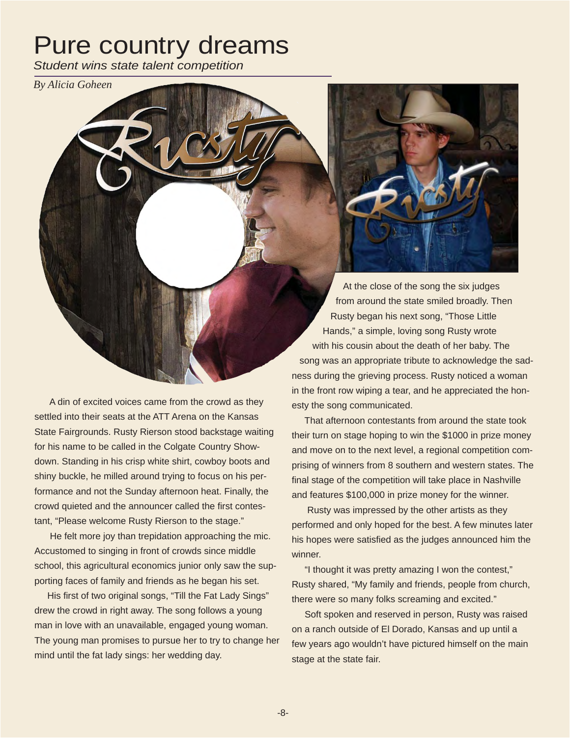# Pure country dreams

*Student wins state talent competition*

*By Alicia Goheen*

A din of excited voices came from the crowd as they settled into their seats at the ATT Arena on the Kansas State Fairgrounds. Rusty Rierson stood backstage waiting for his name to be called in the Colgate Country Showdown. Standing in his crisp white shirt, cowboy boots and shiny buckle, he milled around trying to focus on his performance and not the Sunday afternoon heat. Finally, the crowd quieted and the announcer called the first contestant, "Please welcome Rusty Rierson to the stage."

He felt more joy than trepidation approaching the mic. Accustomed to singing in front of crowds since middle school, this agricultural economics junior only saw the supporting faces of family and friends as he began his set.

His first of two original songs, "Till the Fat Lady Sings" drew the crowd in right away. The song follows a young man in love with an unavailable, engaged young woman. The young man promises to pursue her to try to change her mind until the fat lady sings: her wedding day.

At the close of the song the six judges from around the state smiled broadly. Then Rusty began his next song, "Those Little Hands," a simple, loving song Rusty wrote with his cousin about the death of her baby. The song was an appropriate tribute to acknowledge the sadness during the grieving process. Rusty noticed a woman in the front row wiping a tear, and he appreciated the honesty the song communicated.

That afternoon contestants from around the state took their turn on stage hoping to win the $1000 in prize money and move on to the next level, a regional competition comprising of winners from 8 southern and western states. The final stage of the competition will take place in Nashville and features $100,000 in prize money for the winner.

Rusty was impressed by the other artists as they performed and only hoped for the best. A few minutes later his hopes were satisfied as the judges announced him the winner.

"I thought it was pretty amazing I won the contest," Rusty shared, "My family and friends, people from church, there were so many folks screaming and excited."

Soft spoken and reserved in person, Rusty was raised on a ranch outside of El Dorado, Kansas and up until a few years ago wouldn't have pictured himself on the main stage at the state fair.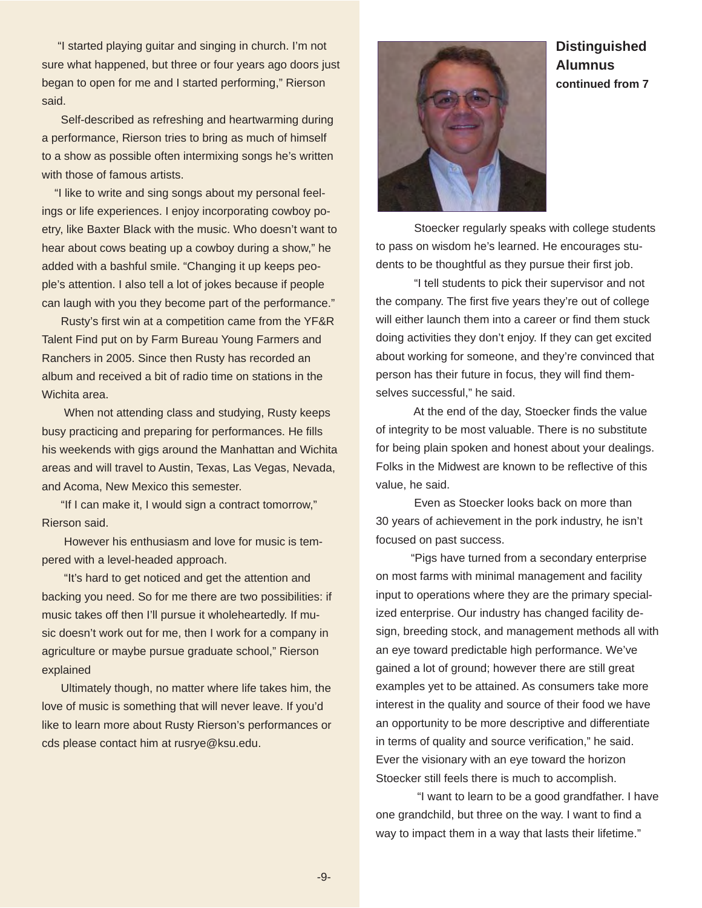"I started playing guitar and singing in church. I'm not sure what happened, but three or four years ago doors just began to open for me and I started performing," Rierson said.

Self-described as refreshing and heartwarming during a performance, Rierson tries to bring as much of himself to a show as possible often intermixing songs he's written with those of famous artists.

"I like to write and sing songs about my personal feelings or life experiences. I enjoy incorporating cowboy poetry, like Baxter Black with the music. Who doesn't want to hear about cows beating up a cowboy during a show," he added with a bashful smile. "Changing it up keeps people's attention. I also tell a lot of jokes because if people can laugh with you they become part of the performance."

Rusty's first win at a competition came from the YF&R Talent Find put on by Farm Bureau Young Farmers and Ranchers in 2005. Since then Rusty has recorded an album and received a bit of radio time on stations in the Wichita area.

When not attending class and studying, Rusty keeps busy practicing and preparing for performances. He fills his weekends with gigs around the Manhattan and Wichita areas and will travel to Austin, Texas, Las Vegas, Nevada, and Acoma, New Mexico this semester.

"If I can make it, I would sign a contract tomorrow," Rierson said.

However his enthusiasm and love for music is tempered with a level-headed approach.

"It's hard to get noticed and get the attention and backing you need. So for me there are two possibilities: if music takes off then I'll pursue it wholeheartedly. If music doesn't work out for me, then I work for a company in agriculture or maybe pursue graduate school," Rierson explained

Ultimately though, no matter where life takes him, the love of music is something that will never leave. If you'd like to learn more about Rusty Rierson's performances or cds please contact him at rusrye@ksu.edu.

## Distinguished Alumnus

**continued from 7**

Stoecker regularly speaks with college students to pass on wisdom he's learned. He encourages students to be thoughtful as they pursue their first job.

"I tell students to pick their supervisor and not the company. The first five years they're out of college will either launch them into a career or find them stuck doing activities they don't enjoy. If they can get excited about working for someone, and they're convinced that person has their future in focus, they will find themselves successful," he said.

At the end of the day, Stoecker finds the value of integrity to be most valuable. There is no substitute for being plain spoken and honest about your dealings. Folks in the Midwest are known to be reflective of this value, he said.

Even as Stoecker looks back on more than 30 years of achievement in the pork industry, he isn't focused on past success.

"Pigs have turned from a secondary enterprise on most farms with minimal management and facility input to operations where they are the primary specialized enterprise. Our industry has changed facility design, breeding stock, and management methods all with an eye toward predictable high performance. We've gained a lot of ground; however there are still great examples yet to be attained. As consumers take more interest in the quality and source of their food we have an opportunity to be more descriptive and differentiate in terms of quality and source verification," he said. Ever the visionary with an eye toward the horizon Stoecker still feels there is much to accomplish.

"I want to learn to be a good grandfather. I have one grandchild, but three on the way. I want to find a way to impact them in a way that lasts their lifetime."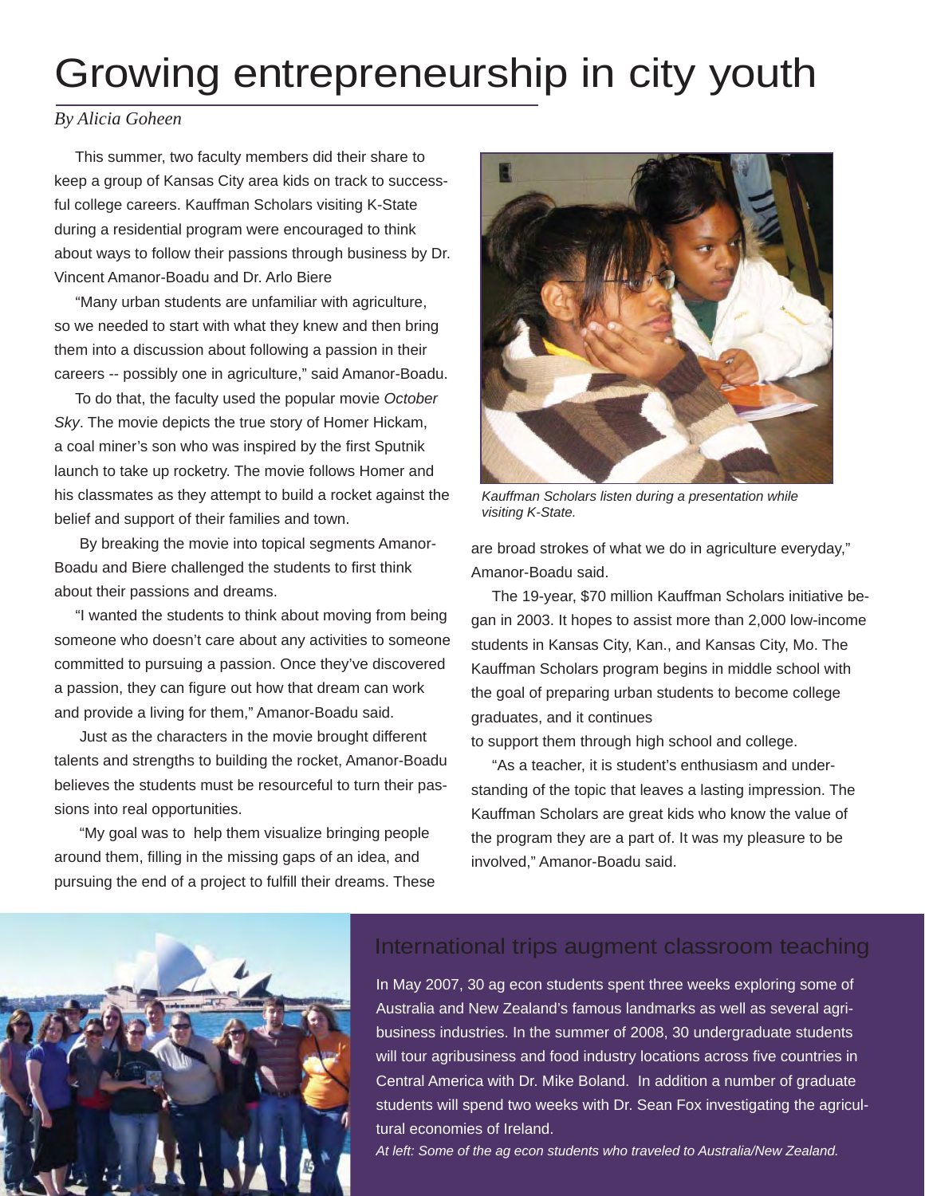# Growing entrepreneurship in city youth

*By Alicia Goheen*

This summer, two faculty members did their share to keep a group of Kansas City area kids on track to successful college careers. Kauffman Scholars visiting K-State during a residential program were encouraged to think about ways to follow their passions through business by Dr. Vincent Amanor-Boadu and Dr. Arlo Biere

"Many urban students are unfamiliar with agriculture, so we needed to start with what they knew and then bring them into a discussion about following a passion in their careers -- possibly one in agriculture," said Amanor-Boadu.

To do that, the faculty used the popular movie *October Sky*. The movie depicts the true story of Homer Hickam, a coal miner's son who was inspired by the first Sputnik launch to take up rocketry. The movie follows Homer and his classmates as they attempt to build a rocket against the belief and support of their families and town.

By breaking the movie into topical segments Amanor-Boadu and Biere challenged the students to first think about their passions and dreams.

"I wanted the students to think about moving from being someone who doesn't care about any activities to someone committed to pursuing a passion. Once they've discovered a passion, they can figure out how that dream can work and provide a living for them," Amanor-Boadu said.

Just as the characters in the movie brought different talents and strengths to building the rocket, Amanor-Boadu believes the students must be resourceful to turn their passions into real opportunities.

"My goal was to help them visualize bringing people around them, filling in the missing gaps of an idea, and pursuing the end of a project to fulfill their dreams. These are broad strokes of what we do in agriculture everyday," Amanor-Boadu said.

*Kauffman Scholars listen during a presentation while visiting K-State.*

The 19-year, $70 million Kauffman Scholars initiative began in 2003. It hopes to assist more than 2,000 low-income students in Kansas City, Kan., and Kansas City, Mo. The Kauffman Scholars program begins in middle school with the goal of preparing urban students to become college graduates, and it continues to support them through high school and college.

"As a teacher, it is student's enthusiasm and understanding of the topic that leaves a lasting impression. The Kauffman Scholars are great kids who know the value of the program they are a part of. It was my pleasure to be involved," Amanor-Boadu said.

## International trips augment classroom teaching

In May 2007, 30 ag econ students spent three weeks exploring some of Australia and New Zealand's famous landmarks as well as several agribusiness industries. In the summer of 2008, 30 undergraduate students will tour agribusiness and food industry locations across five countries in Central America with Dr. Mike Boland. In addition a number of graduate students will spend two weeks with Dr. Sean Fox investigating the agricultural economies of Ireland.

*At left: Some of the ag econ students who traveled to Australia/New Zealand.*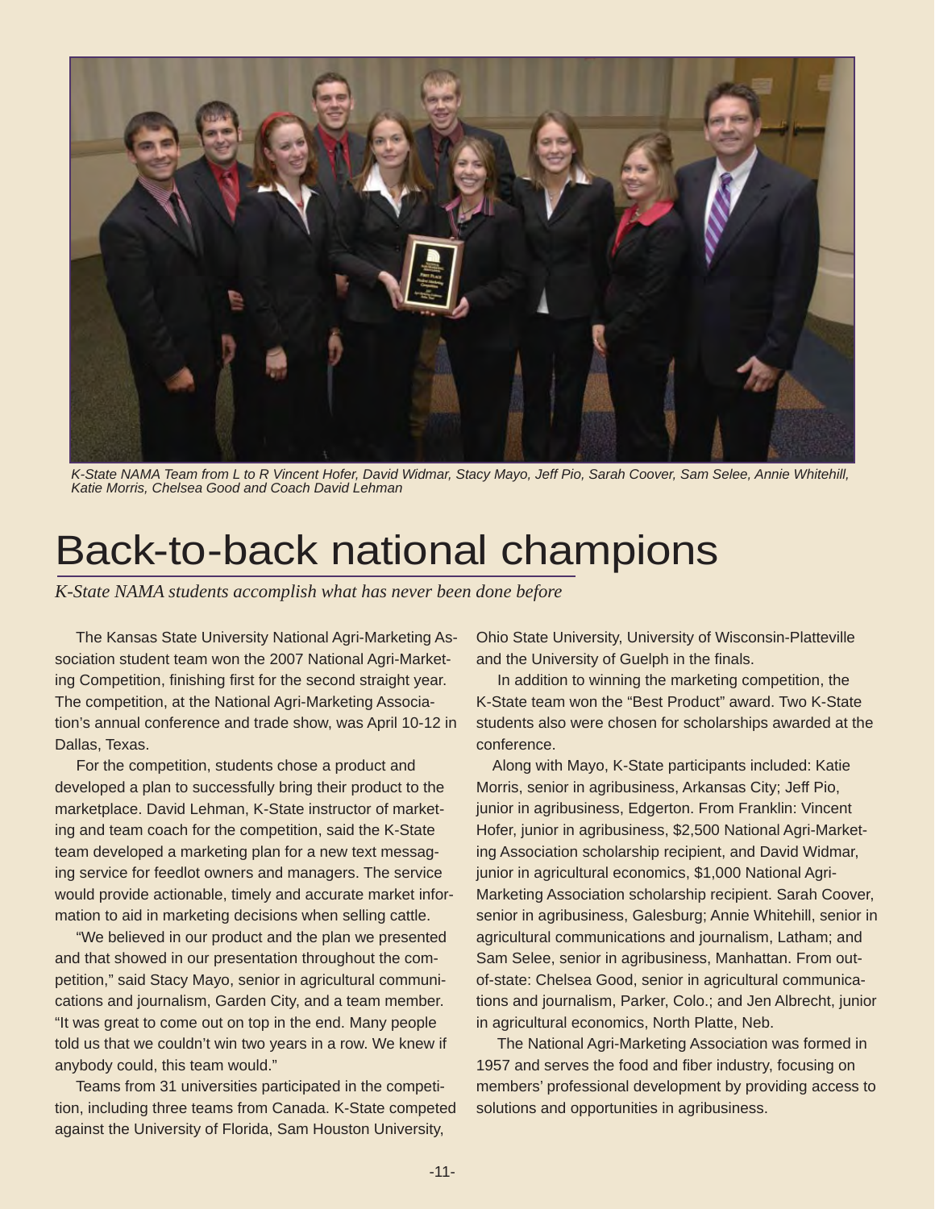*K-State NAMA Team from L to R Vincent Hofer, David Widmar, Stacy Mayo, Jeff Pio, Sarah Coover, Sam Selee, Annie Whitehill, Katie Morris, Chelsea Good and Coach David Lehman*

# Back-to-back national champions

*K-State NAMA students accomplish what has never been done before*

The Kansas State University National Agri-Marketing Association student team won the 2007 National Agri-Marketing Competition, finishing first for the second straight year. The competition, at the National Agri-Marketing Association's annual conference and trade show, was April 10-12 in Dallas, Texas.

For the competition, students chose a product and developed a plan to successfully bring their product to the marketplace. David Lehman, K-State instructor of marketing and team coach for the competition, said the K-State team developed a marketing plan for a new text messaging service for feedlot owners and managers. The service would provide actionable, timely and accurate market information to aid in marketing decisions when selling cattle.

"We believed in our product and the plan we presented and that showed in our presentation throughout the competition," said Stacy Mayo, senior in agricultural communications and journalism, Garden City, and a team member. "It was great to come out on top in the end. Many people told us that we couldn't win two years in a row. We knew if anybody could, this team would."

Teams from 31 universities participated in the competition, including three teams from Canada. K-State competed against the University of Florida, Sam Houston University, Ohio State University, University of Wisconsin-Platteville and the University of Guelph in the finals.

In addition to winning the marketing competition, the K-State team won the "Best Product" award. Two K-State students also were chosen for scholarships awarded at the conference.

Along with Mayo, K-State participants included: Katie Morris, senior in agribusiness, Arkansas City; Jeff Pio, junior in agribusiness, Edgerton. From Franklin: Vincent Hofer, junior in agribusiness, $2,500 National Agri-Marketing Association scholarship recipient, and David Widmar, junior in agricultural economics, $1,000 National Agri-Marketing Association scholarship recipient. Sarah Coover, senior in agribusiness, Galesburg; Annie Whitehill, senior in agricultural communications and journalism, Latham; and Sam Selee, senior in agribusiness, Manhattan. From out-of-state: Chelsea Good, senior in agricultural communications and journalism, Parker, Colo.; and Jen Albrecht, junior in agricultural economics, North Platte, Neb.

The National Agri-Marketing Association was formed in 1957 and serves the food and fiber industry, focusing on members' professional development by providing access to solutions and opportunities in agribusiness.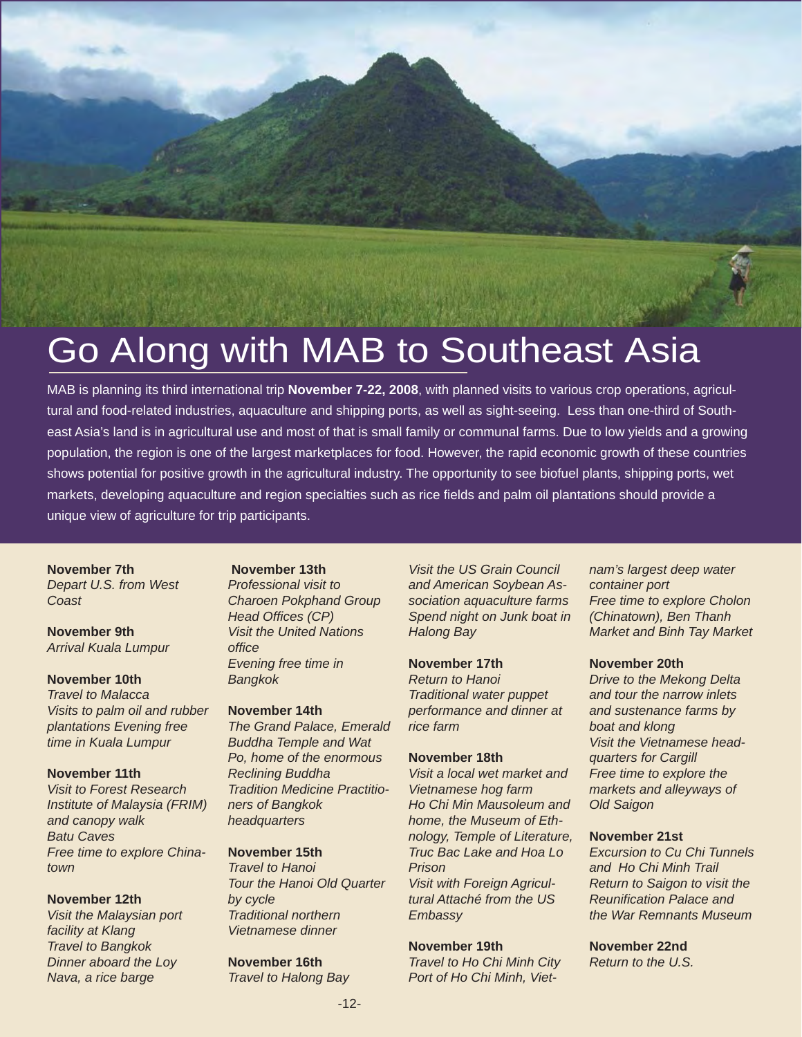# Go Along with MAB to Southeast Asia

MAB is planning its third international trip **November 7-22, 2008**, with planned visits to various crop operations, agricultural and food-related industries, aquaculture and shipping ports, as well as sight-seeing. Less than one-third of Southeast Asia's land is in agricultural use and most of that is small family or communal farms. Due to low yields and a growing population, the region is one of the largest marketplaces for food. However, the rapid economic growth of these countries shows potential for positive growth in the agricultural industry. The opportunity to see biofuel plants, shipping ports, wet markets, developing aquaculture and region specialties such as rice fields and palm oil plantations should provide a unique view of agriculture for trip participants.

**November 7th**
*Depart U.S. from West Coast*

**November 9th**
*Arrival Kuala Lumpur*

**November 10th**
*Travel to Malacca*
*Visits to palm oil and rubber plantations Evening free time in Kuala Lumpur*

**November 11th**
*Visit to Forest Research Institute of Malaysia (FRIM) and canopy walk*
*Batu Caves*
*Free time to explore Chinatown*

**November 12th**
*Visit the Malaysian port facility at Klang*
*Travel to Bangkok*
*Dinner aboard the Loy Nava, a rice barge*

**November 13th**
*Professional visit to Charoen Pokphand Group Head Offices (CP)*
*Visit the United Nations office*
*Evening free time in Bangkok*

**November 14th**
*The Grand Palace, Emerald Buddha Temple and Wat Po, home of the enormous Reclining Buddha*
*Tradition Medicine Practitioners of Bangkok headquarters*

**November 15th**
*Travel to Hanoi*
*Tour the Hanoi Old Quarter by cycle*
*Traditional northern Vietnamese dinner*

**November 16th**
*Travel to Halong Bay*
*Visit the US Grain Council and American Soybean Association aquaculture farms*
*Spend night on Junk boat in Halong Bay*

**November 17th**
*Return to Hanoi*
*Traditional water puppet performance and dinner at rice farm*

**November 18th**
*Visit a local wet market and Vietnamese hog farm*
*Ho Chi Min Mausoleum and home, the Museum of Ethnology, Temple of Literature, Truc Bac Lake and Hoa Lo Prison*
*Visit with Foreign Agricultural Attaché from the US Embassy*

**November 19th**
*Travel to Ho Chi Minh City*
*Port of Ho Chi Minh, Vietnam's largest deep water container port*
*Free time to explore Cholon (Chinatown), Ben Thanh Market and Binh Tay Market*

**November 20th**
*Drive to the Mekong Delta and tour the narrow inlets and sustenance farms by boat and klong*
*Visit the Vietnamese headquarters for Cargill*
*Free time to explore the markets and alleyways of Old Saigon*

**November 21st**
*Excursion to Cu Chi Tunnels and Ho Chi Minh Trail*
*Return to Saigon to visit the Reunification Palace and the War Remnants Museum*

**November 22nd**
*Return to the U.S.*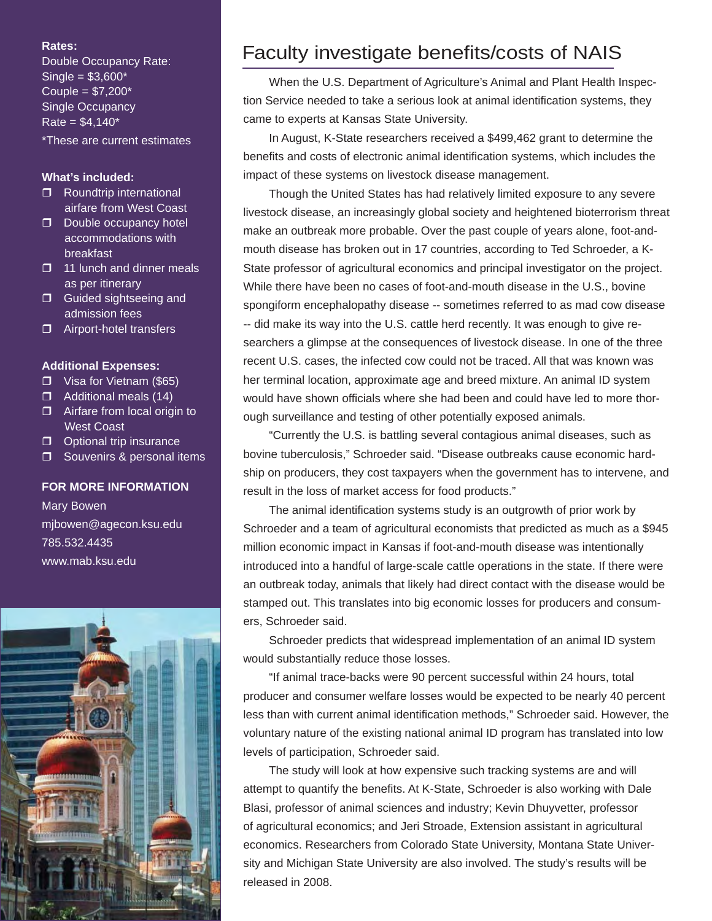**Rates:**
Double Occupancy Rate:
Single = $3,600*
Couple = $7,200*
Single Occupancy
Rate = $4,140*
*These are current estimates

**What's included:**

- Roundtrip international airfare from West Coast
- Double occupancy hotel accommodations with breakfast
- 11 lunch and dinner meals as per itinerary
- Guided sightseeing and admission fees
- Airport-hotel transfers

**Additional Expenses:**

- Visa for Vietnam ($65)
- Additional meals (14)
- Airfare from local origin to West Coast
- Optional trip insurance
- Souvenirs & personal items

**FOR MORE INFORMATION**

Mary Bowen
mjbowen@agecon.ksu.edu
785.532.4435
www.mab.ksu.edu

# Faculty investigate benefits/costs of NAIS

When the U.S. Department of Agriculture's Animal and Plant Health Inspection Service needed to take a serious look at animal identification systems, they came to experts at Kansas State University.

In August, K-State researchers received a $499,462 grant to determine the benefits and costs of electronic animal identification systems, which includes the impact of these systems on livestock disease management.

Though the United States has had relatively limited exposure to any severe livestock disease, an increasingly global society and heightened bioterrorism threat make an outbreak more probable. Over the past couple of years alone, foot-and-mouth disease has broken out in 17 countries, according to Ted Schroeder, a K-State professor of agricultural economics and principal investigator on the project. While there have been no cases of foot-and-mouth disease in the U.S., bovine spongiform encephalopathy disease -- sometimes referred to as mad cow disease -- did make its way into the U.S. cattle herd recently. It was enough to give researchers a glimpse at the consequences of livestock disease. In one of the three recent U.S. cases, the infected cow could not be traced. All that was known was her terminal location, approximate age and breed mixture. An animal ID system would have shown officials where she had been and could have led to more thorough surveillance and testing of other potentially exposed animals.

"Currently the U.S. is battling several contagious animal diseases, such as bovine tuberculosis," Schroeder said. "Disease outbreaks cause economic hardship on producers, they cost taxpayers when the government has to intervene, and result in the loss of market access for food products."

The animal identification systems study is an outgrowth of prior work by Schroeder and a team of agricultural economists that predicted as much as a $945 million economic impact in Kansas if foot-and-mouth disease was intentionally introduced into a handful of large-scale cattle operations in the state. If there were an outbreak today, animals that likely had direct contact with the disease would be stamped out. This translates into big economic losses for producers and consumers, Schroeder said.

Schroeder predicts that widespread implementation of an animal ID system would substantially reduce those losses.

"If animal trace-backs were 90 percent successful within 24 hours, total producer and consumer welfare losses would be expected to be nearly 40 percent less than with current animal identification methods," Schroeder said. However, the voluntary nature of the existing national animal ID program has translated into low levels of participation, Schroeder said.

The study will look at how expensive such tracking systems are and will attempt to quantify the benefits. At K-State, Schroeder is also working with Dale Blasi, professor of animal sciences and industry; Kevin Dhuyvetter, professor of agricultural economics; and Jeri Stroade, Extension assistant in agricultural economics. Researchers from Colorado State University, Montana State University and Michigan State University are also involved. The study's results will be released in 2008.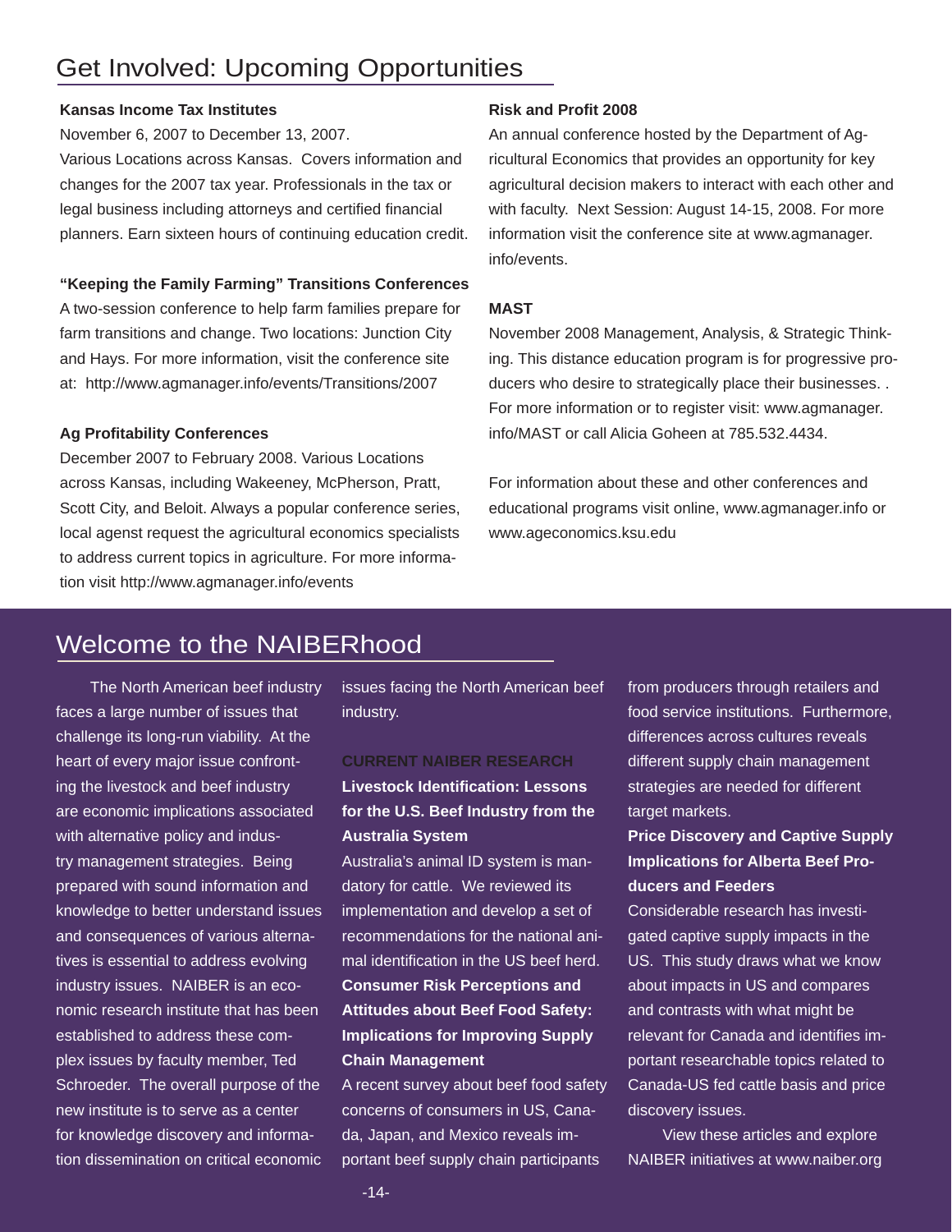## Get Involved: Upcoming Opportunities

**Kansas Income Tax Institutes**

November 6, 2007 to December 13, 2007.

Various Locations across Kansas. Covers information and changes for the 2007 tax year. Professionals in the tax or legal business including attorneys and certified financial planners. Earn sixteen hours of continuing education credit.

**"Keeping the Family Farming" Transitions Conferences**

A two-session conference to help farm families prepare for farm transitions and change. Two locations: Junction City and Hays. For more information, visit the conference site at: http://www.agmanager.info/events/Transitions/2007

**Ag Profitability Conferences**

December 2007 to February 2008. Various Locations across Kansas, including Wakeeney, McPherson, Pratt, Scott City, and Beloit. Always a popular conference series, local agenst request the agricultural economics specialists to address current topics in agriculture. For more information visit http://www.agmanager.info/events

**Risk and Profit 2008**

An annual conference hosted by the Department of Agricultural Economics that provides an opportunity for key agricultural decision makers to interact with each other and with faculty. Next Session: August 14-15, 2008. For more information visit the conference site at www.agmanager.info/events.

**MAST**

November 2008 Management, Analysis, & Strategic Thinking. This distance education program is for progressive producers who desire to strategically place their businesses. . For more information or to register visit: www.agmanager.info/MAST or call Alicia Goheen at 785.532.4434.

For information about these and other conferences and educational programs visit online, www.agmanager.info or www.ageconomics.ksu.edu

## Welcome to the NAIBERhood

The North American beef industry faces a large number of issues that challenge its long-run viability. At the heart of every major issue confronting the livestock and beef industry are economic implications associated with alternative policy and industry management strategies. Being prepared with sound information and knowledge to better understand issues and consequences of various alternatives is essential to address evolving industry issues. NAIBER is an economic research institute that has been established to address these complex issues by faculty member, Ted Schroeder. The overall purpose of the new institute is to serve as a center for knowledge discovery and information dissemination on critical economic issues facing the North American beef industry.

**CURRENT NAIBER RESEARCH**

**Livestock Identification: Lessons for the U.S. Beef Industry from the Australia System**

Australia's animal ID system is mandatory for cattle. We reviewed its implementation and develop a set of recommendations for the national animal identification in the US beef herd.

**Consumer Risk Perceptions and Attitudes about Beef Food Safety: Implications for Improving Supply Chain Management**

A recent survey about beef food safety concerns of consumers in US, Canada, Japan, and Mexico reveals important beef supply chain participants from producers through retailers and food service institutions. Furthermore, differences across cultures reveals different supply chain management strategies are needed for different target markets.

**Price Discovery and Captive Supply Implications for Alberta Beef Producers and Feeders**

Considerable research has investigated captive supply impacts in the US. This study draws what we know about impacts in US and compares and contrasts with what might be relevant for Canada and identifies important researchable topics related to Canada-US fed cattle basis and price discovery issues.

View these articles and explore NAIBER initiatives at www.naiber.org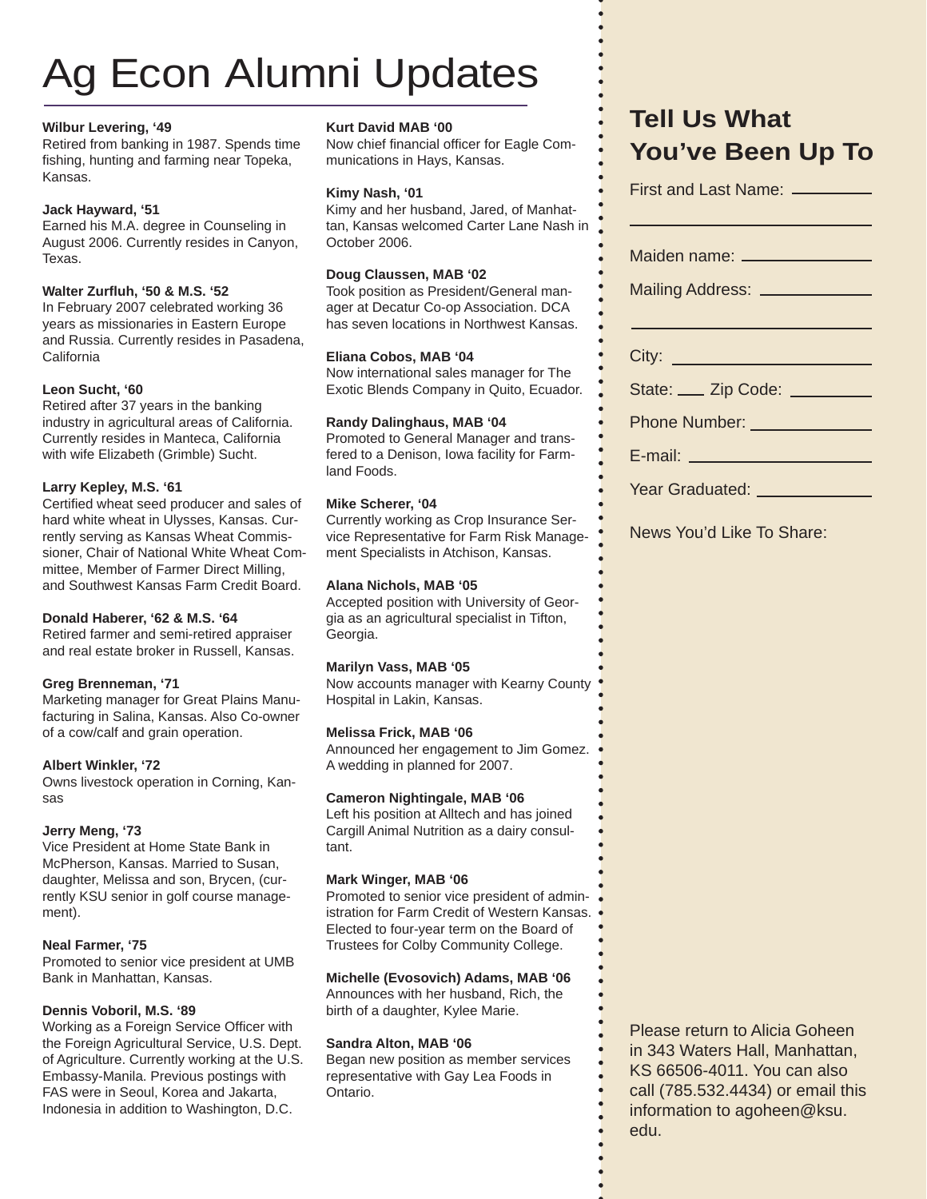# Ag Econ Alumni Updates

**Wilbur Levering, '49**
Retired from banking in 1987. Spends time fishing, hunting and farming near Topeka, Kansas.

**Jack Hayward, '51**
Earned his M.A. degree in Counseling in August 2006. Currently resides in Canyon, Texas.

**Walter Zurfluh, '50 & M.S. '52**
In February 2007 celebrated working 36 years as missionaries in Eastern Europe and Russia. Currently resides in Pasadena, California

**Leon Sucht, '60**
Retired after 37 years in the banking industry in agricultural areas of California. Currently resides in Manteca, California with wife Elizabeth (Grimble) Sucht.

**Larry Kepley, M.S. '61**
Certified wheat seed producer and sales of hard white wheat in Ulysses, Kansas. Currently serving as Kansas Wheat Commissioner, Chair of National White Wheat Committee, Member of Farmer Direct Milling, and Southwest Kansas Farm Credit Board.

**Donald Haberer, '62 & M.S. '64**
Retired farmer and semi-retired appraiser and real estate broker in Russell, Kansas.

**Greg Brenneman, '71**
Marketing manager for Great Plains Manufacturing in Salina, Kansas. Also Co-owner of a cow/calf and grain operation.

**Albert Winkler, '72**
Owns livestock operation in Corning, Kansas

**Jerry Meng, '73**
Vice President at Home State Bank in McPherson, Kansas. Married to Susan, daughter, Melissa and son, Brycen, (currently KSU senior in golf course management).

**Neal Farmer, '75**
Promoted to senior vice president at UMB Bank in Manhattan, Kansas.

**Dennis Voboril, M.S. '89**
Working as a Foreign Service Officer with the Foreign Agricultural Service, U.S. Dept. of Agriculture. Currently working at the U.S. Embassy-Manila. Previous postings with FAS were in Seoul, Korea and Jakarta, Indonesia in addition to Washington, D.C.

**Kurt David MAB '00**
Now chief financial officer for Eagle Communications in Hays, Kansas.

**Kimy Nash, '01**
Kimy and her husband, Jared, of Manhattan, Kansas welcomed Carter Lane Nash in October 2006.

**Doug Claussen, MAB '02**
Took position as President/General manager at Decatur Co-op Association. DCA has seven locations in Northwest Kansas.

**Eliana Cobos, MAB '04**
Now international sales manager for The Exotic Blends Company in Quito, Ecuador.

**Randy Dalinghaus, MAB '04**
Promoted to General Manager and transfered to a Denison, Iowa facility for Farmland Foods.

**Mike Scherer, '04**
Currently working as Crop Insurance Service Representative for Farm Risk Management Specialists in Atchison, Kansas.

**Alana Nichols, MAB '05**
Accepted position with University of Georgia as an agricultural specialist in Tifton, Georgia.

**Marilyn Vass, MAB '05**
Now accounts manager with Kearny County Hospital in Lakin, Kansas.

**Melissa Frick, MAB '06**
Announced her engagement to Jim Gomez. A wedding in planned for 2007.

**Cameron Nightingale, MAB '06**
Left his position at Alltech and has joined Cargill Animal Nutrition as a dairy consultant.

**Mark Winger, MAB '06**
Promoted to senior vice president of administration for Farm Credit of Western Kansas. Elected to four-year term on the Board of Trustees for Colby Community College.

**Michelle (Evosovich) Adams, MAB '06**
Announces with her husband, Rich, the birth of a daughter, Kylee Marie.

**Sandra Alton, MAB '06**
Began new position as member services representative with Gay Lea Foods in Ontario.

## Tell Us What You've Been Up To

First and Last Name: ____________________

Maiden name: ____________________

Mailing Address: ____________________

City: ____________________

State: ____ Zip Code: ____________

Phone Number: ____________________

E-mail: ____________________

Year Graduated: ____________________

News You'd Like To Share:

Please return to Alicia Goheen in 343 Waters Hall, Manhattan, KS 66506-4011. You can also call (785.532.4434) or email this information to agoheen@ksu.edu.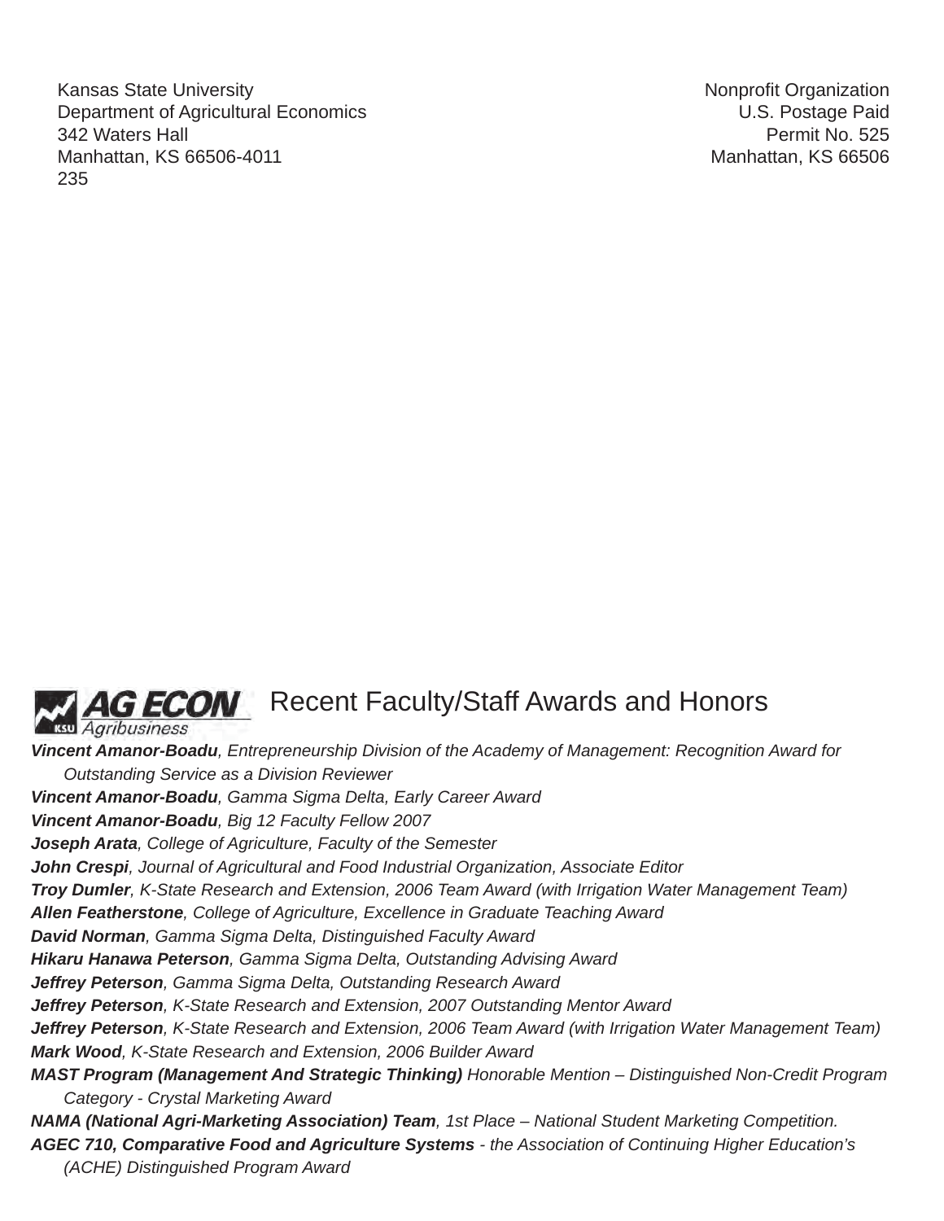Kansas State University
Department of Agricultural Economics
342 Waters Hall
Manhattan, KS 66506-4011
235

Nonprofit Organization
U.S. Postage Paid
Permit No. 525
Manhattan, KS 66506

## Recent Faculty/Staff Awards and Honors

***Vincent Amanor-Boadu****, Entrepreneurship Division of the Academy of Management: Recognition Award for Outstanding Service as a Division Reviewer*

***Vincent Amanor-Boadu****, Gamma Sigma Delta, Early Career Award*

***Vincent Amanor-Boadu****, Big 12 Faculty Fellow 2007*

***Joseph Arata****, College of Agriculture, Faculty of the Semester*

***John Crespi****, Journal of Agricultural and Food Industrial Organization, Associate Editor*

***Troy Dumler****, K-State Research and Extension, 2006 Team Award (with Irrigation Water Management Team)*

***Allen Featherstone****, College of Agriculture, Excellence in Graduate Teaching Award*

***David Norman****, Gamma Sigma Delta, Distinguished Faculty Award*

***Hikaru Hanawa Peterson****, Gamma Sigma Delta, Outstanding Advising Award*

***Jeffrey Peterson****, Gamma Sigma Delta, Outstanding Research Award*

***Jeffrey Peterson****, K-State Research and Extension, 2007 Outstanding Mentor Award*

***Jeffrey Peterson****, K-State Research and Extension, 2006 Team Award (with Irrigation Water Management Team)*

***Mark Wood****, K-State Research and Extension, 2006 Builder Award*

***MAST Program (Management And Strategic Thinking)*** *Honorable Mention – Distinguished Non-Credit Program Category - Crystal Marketing Award*

***NAMA (National Agri-Marketing Association) Team****, 1st Place – National Student Marketing Competition.*

***AGEC 710, Comparative Food and Agriculture Systems*** *- the Association of Continuing Higher Education's (ACHE) Distinguished Program Award*